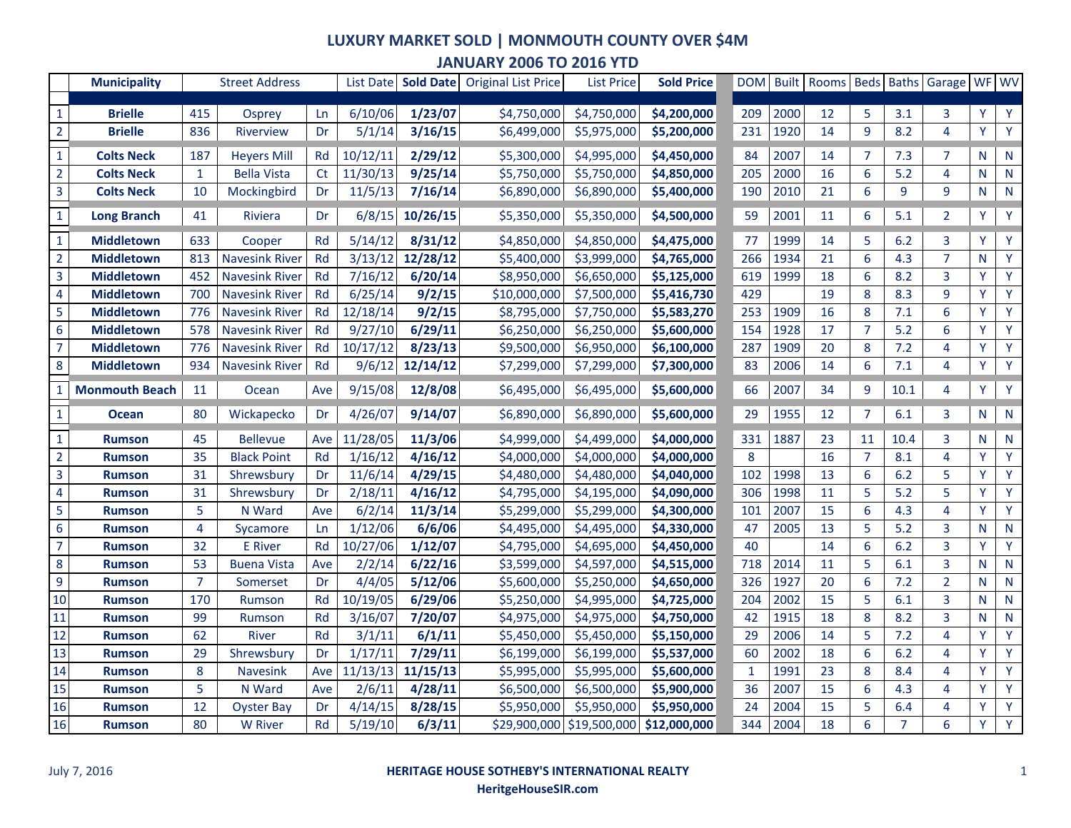# LUXURY MARKET SOLD | MONMOUTH COUNTY OVER $4M

## JANUARY 2006 TO 2016 YTD

| | Municipality | Street Address | | | List Date | Sold Date | Original List Price | List Price | Sold Price | DOM | Built | Rooms | Beds | Baths | Garage | WF | WV |
|---|---|---|---|---|---|---|---|---|---|---|---|---|---|---|---|---|---|
| 1 | **Brielle** | 415 | Osprey | Ln | 6/10/06 | **1/23/07** | $4,750,000 | $4,750,000 | **$4,200,000** | 209 | 2000 | 12 | 5 | 3.1 | 3 | Y | Y |
| 2 | **Brielle** | 836 | Riverview | Dr | 5/1/14 | **3/16/15** | $6,499,000 | $5,975,000 | **$5,200,000** | 231 | 1920 | 14 | 9 | 8.2 | 4 | Y | Y |
| 1 | **Colts Neck** | 187 | Heyers Mill | Rd | 10/12/11 | **2/29/12** | $5,300,000 | $4,995,000 | **$4,450,000** | 84 | 2007 | 14 | 7 | 7.3 | 7 | N | N |
| 2 | **Colts Neck** | 1 | Bella Vista | Ct | 11/30/13 | **9/25/14** | $5,750,000 | $5,750,000 | **$4,850,000** | 205 | 2000 | 16 | 6 | 5.2 | 4 | N | N |
| 3 | **Colts Neck** | 10 | Mockingbird | Dr | 11/5/13 | **7/16/14** | $6,890,000 | $6,890,000 | **$5,400,000** | 190 | 2010 | 21 | 6 | 9 | 9 | N | N |
| 1 | **Long Branch** | 41 | Riviera | Dr | 6/8/15 | **10/26/15** | $5,350,000 | $5,350,000 | **$4,500,000** | 59 | 2001 | 11 | 6 | 5.1 | 2 | Y | Y |
| 1 | **Middletown** | 633 | Cooper | Rd | 5/14/12 | **8/31/12** | $4,850,000 | $4,850,000 | **$4,475,000** | 77 | 1999 | 14 | 5 | 6.2 | 3 | Y | Y |
| 2 | **Middletown** | 813 | Navesink River | Rd | 3/13/12 | **12/28/12** | $5,400,000 | $3,999,000 | **$4,765,000** | 266 | 1934 | 21 | 6 | 4.3 | 7 | N | Y |
| 3 | **Middletown** | 452 | Navesink River | Rd | 7/16/12 | **6/20/14** | $8,950,000 | $6,650,000 | **$5,125,000** | 619 | 1999 | 18 | 6 | 8.2 | 3 | Y | Y |
| 4 | **Middletown** | 700 | Navesink River | Rd | 6/25/14 | **9/2/15** | $10,000,000 | $7,500,000 | **$5,416,730** | 429 | | 19 | 8 | 8.3 | 9 | Y | Y |
| 5 | **Middletown** | 776 | Navesink River | Rd | 12/18/14 | **9/2/15** | $8,795,000 | $7,750,000 | **$5,583,270** | 253 | 1909 | 16 | 8 | 7.1 | 6 | Y | Y |
| 6 | **Middletown** | 578 | Navesink River | Rd | 9/27/10 | **6/29/11** | $6,250,000 | $6,250,000 | **$5,600,000** | 154 | 1928 | 17 | 7 | 5.2 | 6 | Y | Y |
| 7 | **Middletown** | 776 | Navesink River | Rd | 10/17/12 | **8/23/13** | $9,500,000 | $6,950,000 | **$6,100,000** | 287 | 1909 | 20 | 8 | 7.2 | 4 | Y | Y |
| 8 | **Middletown** | 934 | Navesink River | Rd | 9/6/12 | **12/14/12** | $7,299,000 | $7,299,000 | **$7,300,000** | 83 | 2006 | 14 | 6 | 7.1 | 4 | Y | Y |
| 1 | **Monmouth Beach** | 11 | Ocean | Ave | 9/15/08 | **12/8/08** | $6,495,000 | $6,495,000 | **$5,600,000** | 66 | 2007 | 34 | 9 | 10.1 | 4 | Y | Y |
| 1 | **Ocean** | 80 | Wickapecko | Dr | 4/26/07 | **9/14/07** | $6,890,000 | $6,890,000 | **$5,600,000** | 29 | 1955 | 12 | 7 | 6.1 | 3 | N | N |
| 1 | **Rumson** | 45 | Bellevue | Ave | 11/28/05 | **11/3/06** | $4,999,000 | $4,499,000 | **$4,000,000** | 331 | 1887 | 23 | 11 | 10.4 | 3 | N | N |
| 2 | **Rumson** | 35 | Black Point | Rd | 1/16/12 | **4/16/12** | $4,000,000 | $4,000,000 | **$4,000,000** | 8 | | 16 | 7 | 8.1 | 4 | Y | Y |
| 3 | **Rumson** | 31 | Shrewsbury | Dr | 11/6/14 | **4/29/15** | $4,480,000 | $4,480,000 | **$4,040,000** | 102 | 1998 | 13 | 6 | 6.2 | 5 | Y | Y |
| 4 | **Rumson** | 31 | Shrewsbury | Dr | 2/18/11 | **4/16/12** | $4,795,000 | $4,195,000 | **$4,090,000** | 306 | 1998 | 11 | 5 | 5.2 | 5 | Y | Y |
| 5 | **Rumson** | 5 | N Ward | Ave | 6/2/14 | **11/3/14** | $5,299,000 | $5,299,000 | **$4,300,000** | 101 | 2007 | 15 | 6 | 4.3 | 4 | Y | Y |
| 6 | **Rumson** | 4 | Sycamore | Ln | 1/12/06 | **6/6/06** | $4,495,000 | $4,495,000 | **$4,330,000** | 47 | 2005 | 13 | 5 | 5.2 | 3 | N | N |
| 7 | **Rumson** | 32 | E River | Rd | 10/27/06 | **1/12/07** | $4,795,000 | $4,695,000 | **$4,450,000** | 40 | | 14 | 6 | 6.2 | 3 | Y | Y |
| 8 | **Rumson** | 53 | Buena Vista | Ave | 2/2/14 | **6/22/16** | $3,599,000 | $4,597,000 | **$4,515,000** | 718 | 2014 | 11 | 5 | 6.1 | 3 | N | N |
| 9 | **Rumson** | 7 | Somerset | Dr | 4/4/05 | **5/12/06** | $5,600,000 | $5,250,000 | **$4,650,000** | 326 | 1927 | 20 | 6 | 7.2 | 2 | N | N |
| 10 | **Rumson** | 170 | Rumson | Rd | 10/19/05 | **6/29/06** | $5,250,000 | $4,995,000 | **$4,725,000** | 204 | 2002 | 15 | 5 | 6.1 | 3 | N | N |
| 11 | **Rumson** | 99 | Rumson | Rd | 3/16/07 | **7/20/07** | $4,975,000 | $4,975,000 | **$4,750,000** | 42 | 1915 | 18 | 8 | 8.2 | 3 | N | N |
| 12 | **Rumson** | 62 | River | Rd | 3/1/11 | **6/1/11** | $5,450,000 | $5,450,000 | **$5,150,000** | 29 | 2006 | 14 | 5 | 7.2 | 4 | Y | Y |
| 13 | **Rumson** | 29 | Shrewsbury | Dr | 1/17/11 | **7/29/11** | $6,199,000 | $6,199,000 | **$5,537,000** | 60 | 2002 | 18 | 6 | 6.2 | 4 | Y | Y |
| 14 | **Rumson** | 8 | Navesink | Ave | 11/13/13 | **11/15/13** | $5,995,000 | $5,995,000 | **$5,600,000** | 1 | 1991 | 23 | 8 | 8.4 | 4 | Y | Y |
| 15 | **Rumson** | 5 | N Ward | Ave | 2/6/11 | **4/28/11** | $6,500,000 | $6,500,000 | **$5,900,000** | 36 | 2007 | 15 | 6 | 4.3 | 4 | Y | Y |
| 16 | **Rumson** | 12 | Oyster Bay | Dr | 4/14/15 | **8/28/15** | $5,950,000 | $5,950,000 | **$5,950,000** | 24 | 2004 | 15 | 5 | 6.4 | 4 | Y | Y |
| 16 | **Rumson** | 80 | W River | Rd | 5/19/10 | **6/3/11** | $29,900,000 | $19,500,000 | **$12,000,000** | 344 | 2004 | 18 | 6 | 7 | 6 | Y | Y |

July 7, 2016

**HERITAGE HOUSE SOTHEBY'S INTERNATIONAL REALTY**
**HeritgeHouseSIR.com**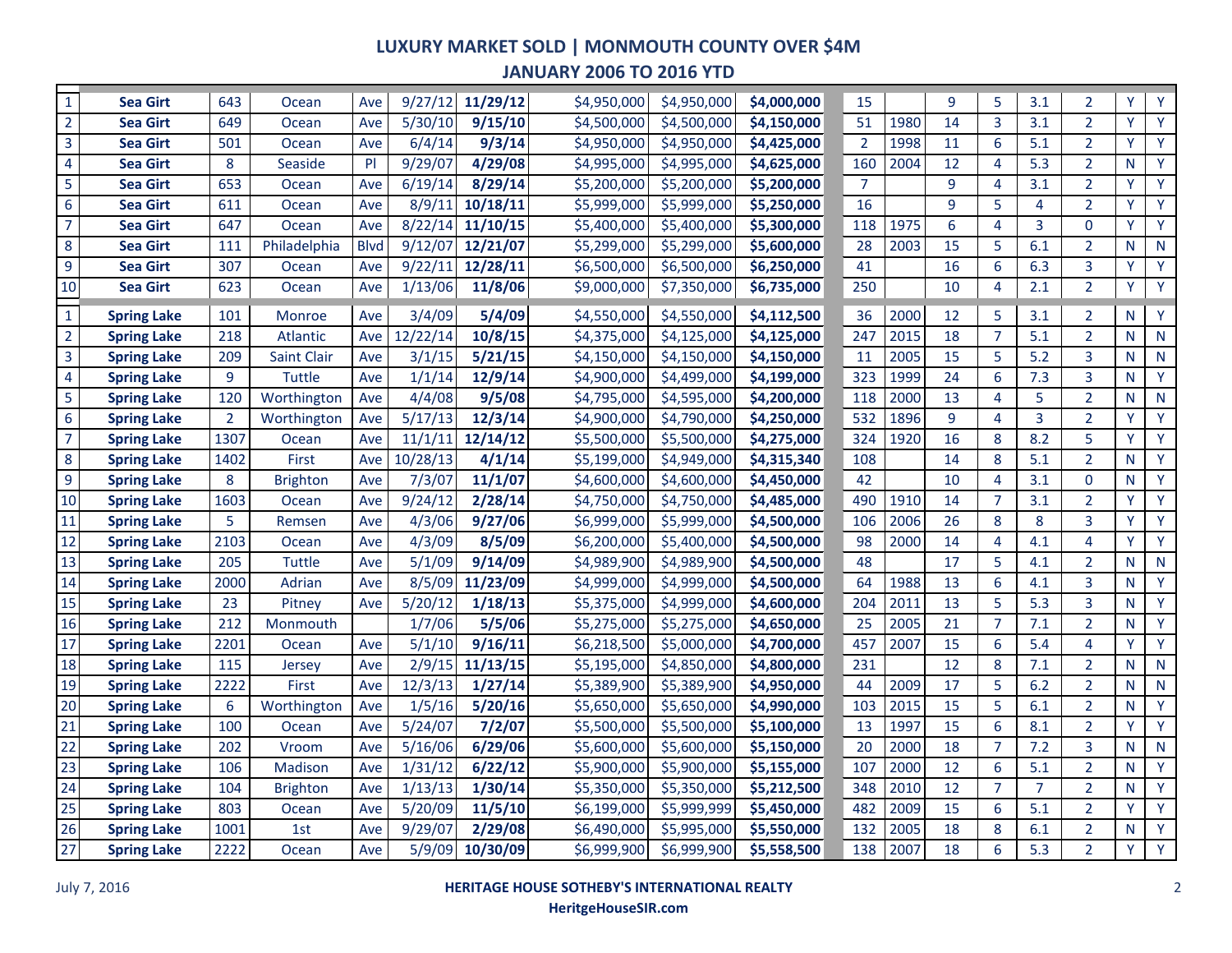## LUXURY MARKET SOLD | MONMOUTH COUNTY OVER $4M

## JANUARY 2006 TO 2016 YTD

| | | | | | | | | | | | | | | | | | | |
|---|---|---|---|---|---|---|---|---|---|---|---|---|---|---|---|---|---|---|
| 1 | **Sea Girt** | 643 | Ocean | Ave | 9/27/12 | **11/29/12** | $4,950,000 | $4,950,000 | **$4,000,000** | 15 | | 9 | 5 | 3.1 | 2 | Y | Y |
| 2 | **Sea Girt** | 649 | Ocean | Ave | 5/30/10 | **9/15/10** | $4,500,000 | $4,500,000 | **$4,150,000** | 51 | 1980 | 14 | 3 | 3.1 | 2 | Y | Y |
| 3 | **Sea Girt** | 501 | Ocean | Ave | 6/4/14 | **9/3/14** | $4,950,000 | $4,950,000 | **$4,425,000** | 2 | 1998 | 11 | 6 | 5.1 | 2 | Y | Y |
| 4 | **Sea Girt** | 8 | Seaside | Pl | 9/29/07 | **4/29/08** | $4,995,000 | $4,995,000 | **$4,625,000** | 160 | 2004 | 12 | 4 | 5.3 | 2 | N | Y |
| 5 | **Sea Girt** | 653 | Ocean | Ave | 6/19/14 | **8/29/14** | $5,200,000 | $5,200,000 | **$5,200,000** | 7 | | 9 | 4 | 3.1 | 2 | Y | Y |
| 6 | **Sea Girt** | 611 | Ocean | Ave | 8/9/11 | **10/18/11** | $5,999,000 | $5,999,000 | **$5,250,000** | 16 | | 9 | 5 | 4 | 2 | Y | Y |
| 7 | **Sea Girt** | 647 | Ocean | Ave | 8/22/14 | **11/10/15** | $5,400,000 | $5,400,000 | **$5,300,000** | 118 | 1975 | 6 | 4 | 3 | 0 | Y | Y |
| 8 | **Sea Girt** | 111 | Philadelphia | Blvd | 9/12/07 | **12/21/07** | $5,299,000 | $5,299,000 | **$5,600,000** | 28 | 2003 | 15 | 5 | 6.1 | 2 | N | N |
| 9 | **Sea Girt** | 307 | Ocean | Ave | 9/22/11 | **12/28/11** | $6,500,000 | $6,500,000 | **$6,250,000** | 41 | | 16 | 6 | 6.3 | 3 | Y | Y |
| 10 | **Sea Girt** | 623 | Ocean | Ave | 1/13/06 | **11/8/06** | $9,000,000 | $7,350,000 | **$6,735,000** | 250 | | 10 | 4 | 2.1 | 2 | Y | Y |
| 1 | **Spring Lake** | 101 | Monroe | Ave | 3/4/09 | **5/4/09** | $4,550,000 | $4,550,000 | **$4,112,500** | 36 | 2000 | 12 | 5 | 3.1 | 2 | N | Y |
| 2 | **Spring Lake** | 218 | Atlantic | Ave | 12/22/14 | **10/8/15** | $4,375,000 | $4,125,000 | **$4,125,000** | 247 | 2015 | 18 | 7 | 5.1 | 2 | N | N |
| 3 | **Spring Lake** | 209 | Saint Clair | Ave | 3/1/15 | **5/21/15** | $4,150,000 | $4,150,000 | **$4,150,000** | 11 | 2005 | 15 | 5 | 5.2 | 3 | N | N |
| 4 | **Spring Lake** | 9 | Tuttle | Ave | 1/1/14 | **12/9/14** | $4,900,000 | $4,499,000 | **$4,199,000** | 323 | 1999 | 24 | 6 | 7.3 | 3 | N | Y |
| 5 | **Spring Lake** | 120 | Worthington | Ave | 4/4/08 | **9/5/08** | $4,795,000 | $4,595,000 | **$4,200,000** | 118 | 2000 | 13 | 4 | 5 | 2 | N | N |
| 6 | **Spring Lake** | 2 | Worthington | Ave | 5/17/13 | **12/3/14** | $4,900,000 | $4,790,000 | **$4,250,000** | 532 | 1896 | 9 | 4 | 3 | 2 | Y | Y |
| 7 | **Spring Lake** | 1307 | Ocean | Ave | 11/1/11 | **12/14/12** | $5,500,000 | $5,500,000 | **$4,275,000** | 324 | 1920 | 16 | 8 | 8.2 | 5 | Y | Y |
| 8 | **Spring Lake** | 1402 | First | Ave | 10/28/13 | **4/1/14** | $5,199,000 | $4,949,000 | **$4,315,340** | 108 | | 14 | 8 | 5.1 | 2 | N | Y |
| 9 | **Spring Lake** | 8 | Brighton | Ave | 7/3/07 | **11/1/07** | $4,600,000 | $4,600,000 | **$4,450,000** | 42 | | 10 | 4 | 3.1 | 0 | N | Y |
| 10 | **Spring Lake** | 1603 | Ocean | Ave | 9/24/12 | **2/28/14** | $4,750,000 | $4,750,000 | **$4,485,000** | 490 | 1910 | 14 | 7 | 3.1 | 2 | Y | Y |
| 11 | **Spring Lake** | 5 | Remsen | Ave | 4/3/06 | **9/27/06** | $6,999,000 | $5,999,000 | **$4,500,000** | 106 | 2006 | 26 | 8 | 8 | 3 | Y | Y |
| 12 | **Spring Lake** | 2103 | Ocean | Ave | 4/3/09 | **8/5/09** | $6,200,000 | $5,400,000 | **$4,500,000** | 98 | 2000 | 14 | 4 | 4.1 | 4 | Y | Y |
| 13 | **Spring Lake** | 205 | Tuttle | Ave | 5/1/09 | **9/14/09** | $4,989,900 | $4,989,900 | **$4,500,000** | 48 | | 17 | 5 | 4.1 | 2 | N | N |
| 14 | **Spring Lake** | 2000 | Adrian | Ave | 8/5/09 | **11/23/09** | $4,999,000 | $4,999,000 | **$4,500,000** | 64 | 1988 | 13 | 6 | 4.1 | 3 | N | Y |
| 15 | **Spring Lake** | 23 | Pitney | Ave | 5/20/12 | **1/18/13** | $5,375,000 | $4,999,000 | **$4,600,000** | 204 | 2011 | 13 | 5 | 5.3 | 3 | N | Y |
| 16 | **Spring Lake** | 212 | Monmouth | | 1/7/06 | **5/5/06** | $5,275,000 | $5,275,000 | **$4,650,000** | 25 | 2005 | 21 | 7 | 7.1 | 2 | N | Y |
| 17 | **Spring Lake** | 2201 | Ocean | Ave | 5/1/10 | **9/16/11** | $6,218,500 | $5,000,000 | **$4,700,000** | 457 | 2007 | 15 | 6 | 5.4 | 4 | Y | Y |
| 18 | **Spring Lake** | 115 | Jersey | Ave | 2/9/15 | **11/13/15** | $5,195,000 | $4,850,000 | **$4,800,000** | 231 | | 12 | 8 | 7.1 | 2 | N | N |
| 19 | **Spring Lake** | 2222 | First | Ave | 12/3/13 | **1/27/14** | $5,389,900 | $5,389,900 | **$4,950,000** | 44 | 2009 | 17 | 5 | 6.2 | 2 | N | N |
| 20 | **Spring Lake** | 6 | Worthington | Ave | 1/5/16 | **5/20/16** | $5,650,000 | $5,650,000 | **$4,990,000** | 103 | 2015 | 15 | 5 | 6.1 | 2 | N | Y |
| 21 | **Spring Lake** | 100 | Ocean | Ave | 5/24/07 | **7/2/07** | $5,500,000 | $5,500,000 | **$5,100,000** | 13 | 1997 | 15 | 6 | 8.1 | 2 | Y | Y |
| 22 | **Spring Lake** | 202 | Vroom | Ave | 5/16/06 | **6/29/06** | $5,600,000 | $5,600,000 | **$5,150,000** | 20 | 2000 | 18 | 7 | 7.2 | 3 | N | N |
| 23 | **Spring Lake** | 106 | Madison | Ave | 1/31/12 | **6/22/12** | $5,900,000 | $5,900,000 | **$5,155,000** | 107 | 2000 | 12 | 6 | 5.1 | 2 | N | Y |
| 24 | **Spring Lake** | 104 | Brighton | Ave | 1/13/13 | **1/30/14** | $5,350,000 | $5,350,000 | **$5,212,500** | 348 | 2010 | 12 | 7 | 7 | 2 | N | Y |
| 25 | **Spring Lake** | 803 | Ocean | Ave | 5/20/09 | **11/5/10** | $6,199,000 | $5,999,999 | **$5,450,000** | 482 | 2009 | 15 | 6 | 5.1 | 2 | Y | Y |
| 26 | **Spring Lake** | 1001 | 1st | Ave | 9/29/07 | **2/29/08** | $6,490,000 | $5,995,000 | **$5,550,000** | 132 | 2005 | 18 | 8 | 6.1 | 2 | N | Y |
| 27 | **Spring Lake** | 2222 | Ocean | Ave | 5/9/09 | **10/30/09** | $6,999,900 | $6,999,900 | **$5,558,500** | 138 | 2007 | 18 | 6 | 5.3 | 2 | Y | Y |

July 7, 2016

**HERITAGE HOUSE SOTHEBY'S INTERNATIONAL REALTY**

**HeritgeHouseSIR.com**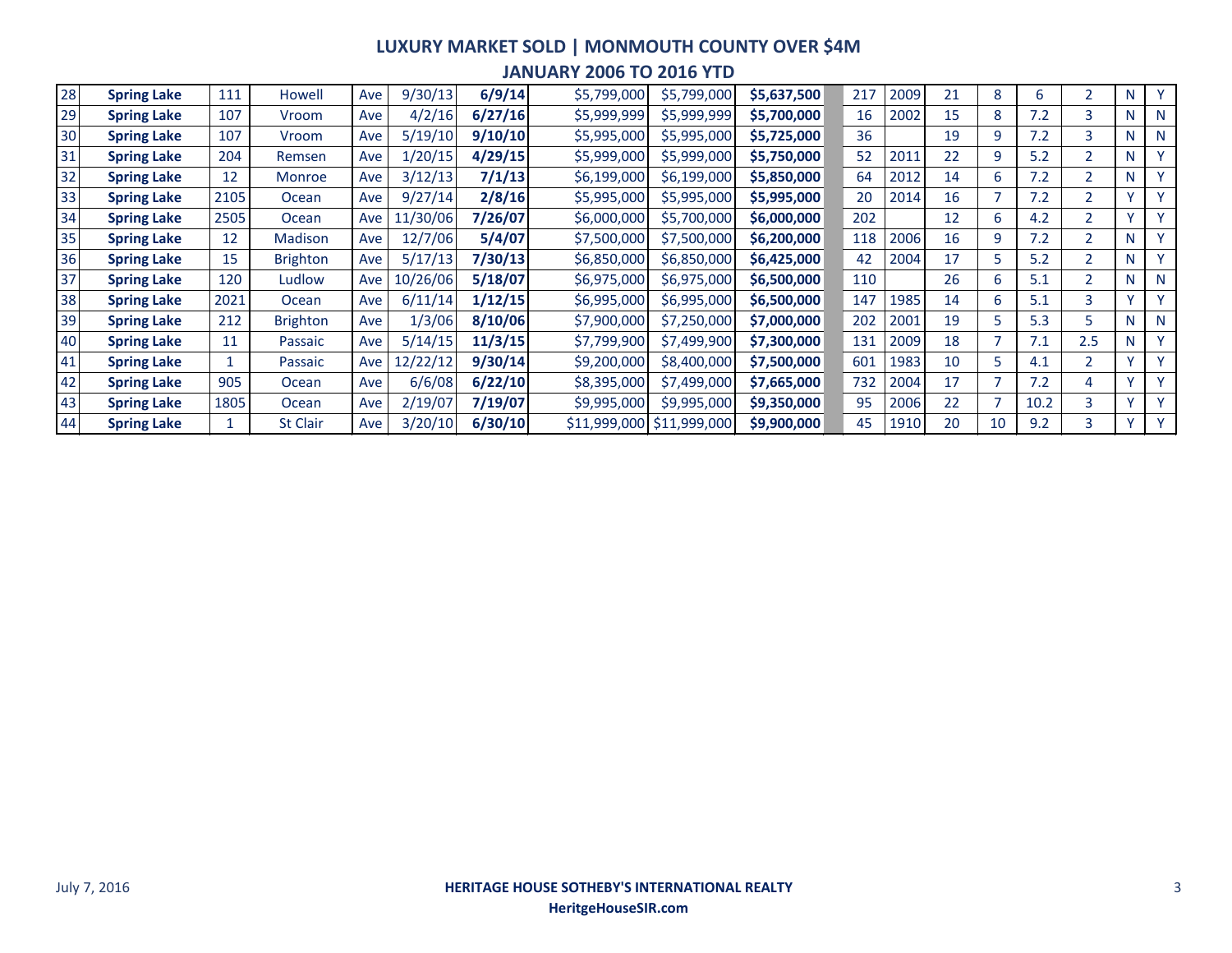## LUXURY MARKET SOLD | MONMOUTH COUNTY OVER $4M

### JANUARY 2006 TO 2016 YTD

| | | | | | | | | | | | | | | | | | | | |
|---|---|---|---|---|---|---|---|---|---|---|---|---|---|---|---|---|---|---|---|
| 28 | **Spring Lake** | 111 | Howell | Ave | 9/30/13 | **6/9/14** | $5,799,000 | $5,799,000 | **$5,637,500** | | 217 | 2009 | 21 | 8 | 6 | 2 | N | Y |
| 29 | **Spring Lake** | 107 | Vroom | Ave | 4/2/16 | **6/27/16** | $5,999,999 | $5,999,999 | **$5,700,000** | | 16 | 2002 | 15 | 8 | 7.2 | 3 | N | N |
| 30 | **Spring Lake** | 107 | Vroom | Ave | 5/19/10 | **9/10/10** | $5,995,000 | $5,995,000 | **$5,725,000** | | 36 | | 19 | 9 | 7.2 | 3 | N | N |
| 31 | **Spring Lake** | 204 | Remsen | Ave | 1/20/15 | **4/29/15** | $5,999,000 | $5,999,000 | **$5,750,000** | | 52 | 2011 | 22 | 9 | 5.2 | 2 | N | Y |
| 32 | **Spring Lake** | 12 | Monroe | Ave | 3/12/13 | **7/1/13** | $6,199,000 | $6,199,000 | **$5,850,000** | | 64 | 2012 | 14 | 6 | 7.2 | 2 | N | Y |
| 33 | **Spring Lake** | 2105 | Ocean | Ave | 9/27/14 | **2/8/16** | $5,995,000 | $5,995,000 | **$5,995,000** | | 20 | 2014 | 16 | 7 | 7.2 | 2 | Y | Y |
| 34 | **Spring Lake** | 2505 | Ocean | Ave | 11/30/06 | **7/26/07** | $6,000,000 | $5,700,000 | **$6,000,000** | | 202 | | 12 | 6 | 4.2 | 2 | Y | Y |
| 35 | **Spring Lake** | 12 | Madison | Ave | 12/7/06 | **5/4/07** | $7,500,000 | $7,500,000 | **$6,200,000** | | 118 | 2006 | 16 | 9 | 7.2 | 2 | N | Y |
| 36 | **Spring Lake** | 15 | Brighton | Ave | 5/17/13 | **7/30/13** | $6,850,000 | $6,850,000 | **$6,425,000** | | 42 | 2004 | 17 | 5 | 5.2 | 2 | N | Y |
| 37 | **Spring Lake** | 120 | Ludlow | Ave | 10/26/06 | **5/18/07** | $6,975,000 | $6,975,000 | **$6,500,000** | | 110 | | 26 | 6 | 5.1 | 2 | N | N |
| 38 | **Spring Lake** | 2021 | Ocean | Ave | 6/11/14 | **1/12/15** | $6,995,000 | $6,995,000 | **$6,500,000** | | 147 | 1985 | 14 | 6 | 5.1 | 3 | Y | Y |
| 39 | **Spring Lake** | 212 | Brighton | Ave | 1/3/06 | **8/10/06** | $7,900,000 | $7,250,000 | **$7,000,000** | | 202 | 2001 | 19 | 5 | 5.3 | 5 | N | N |
| 40 | **Spring Lake** | 11 | Passaic | Ave | 5/14/15 | **11/3/15** | $7,799,900 | $7,499,900 | **$7,300,000** | | 131 | 2009 | 18 | 7 | 7.1 | 2.5 | N | Y |
| 41 | **Spring Lake** | 1 | Passaic | Ave | 12/22/12 | **9/30/14** | $9,200,000 | $8,400,000 | **$7,500,000** | | 601 | 1983 | 10 | 5 | 4.1 | 2 | Y | Y |
| 42 | **Spring Lake** | 905 | Ocean | Ave | 6/6/08 | **6/22/10** | $8,395,000 | $7,499,000 | **$7,665,000** | | 732 | 2004 | 17 | 7 | 7.2 | 4 | Y | Y |
| 43 | **Spring Lake** | 1805 | Ocean | Ave | 2/19/07 | **7/19/07** | $9,995,000 | $9,995,000 | **$9,350,000** | | 95 | 2006 | 22 | 7 | 10.2 | 3 | Y | Y |
| 44 | **Spring Lake** | 1 | St Clair | Ave | 3/20/10 | **6/30/10** | $11,999,000 | $11,999,000 | **$9,900,000** | | 45 | 1910 | 20 | 10 | 9.2 | 3 | Y | Y |

July 7, 2016

**HERITAGE HOUSE SOTHEBY'S INTERNATIONAL REALTY**
**HeritgeHouseSIR.com**